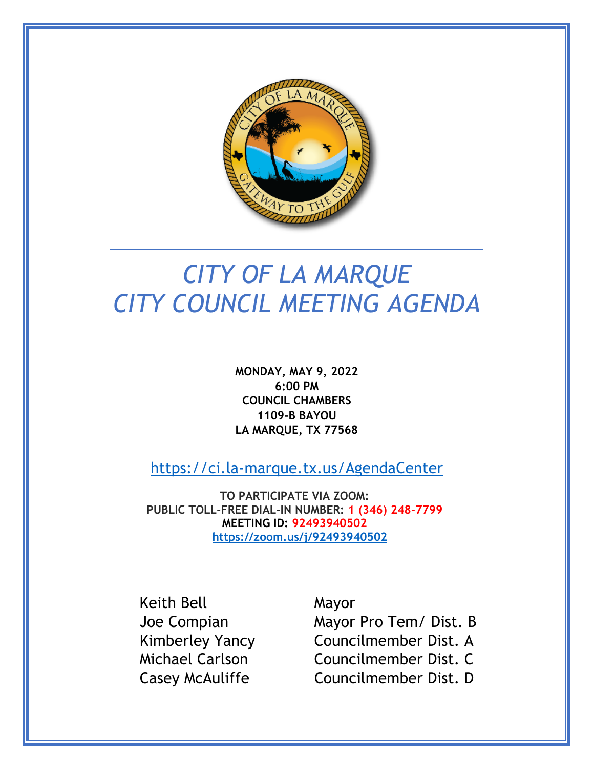# CITY OF LA MARQUE
# CITY COUNCIL MEETING AGENDA

**MONDAY, MAY 9, 2022**
**6:00 PM**
**COUNCIL CHAMBERS**
**1109-B BAYOU**
**LA MARQUE, TX 77568**

https://ci.la-marque.tx.us/AgendaCenter

**TO PARTICIPATE VIA ZOOM:**
**PUBLIC TOLL-FREE DIAL-IN NUMBER: 1 (346) 248-7799**
**MEETING ID: 92493940502**
**https://zoom.us/j/92493940502**

| | |
|---|---|
| Keith Bell | Mayor |
| Joe Compian | Mayor Pro Tem/ Dist. B |
| Kimberley Yancy | Councilmember Dist. A |
| Michael Carlson | Councilmember Dist. C |
| Casey McAuliffe | Councilmember Dist. D |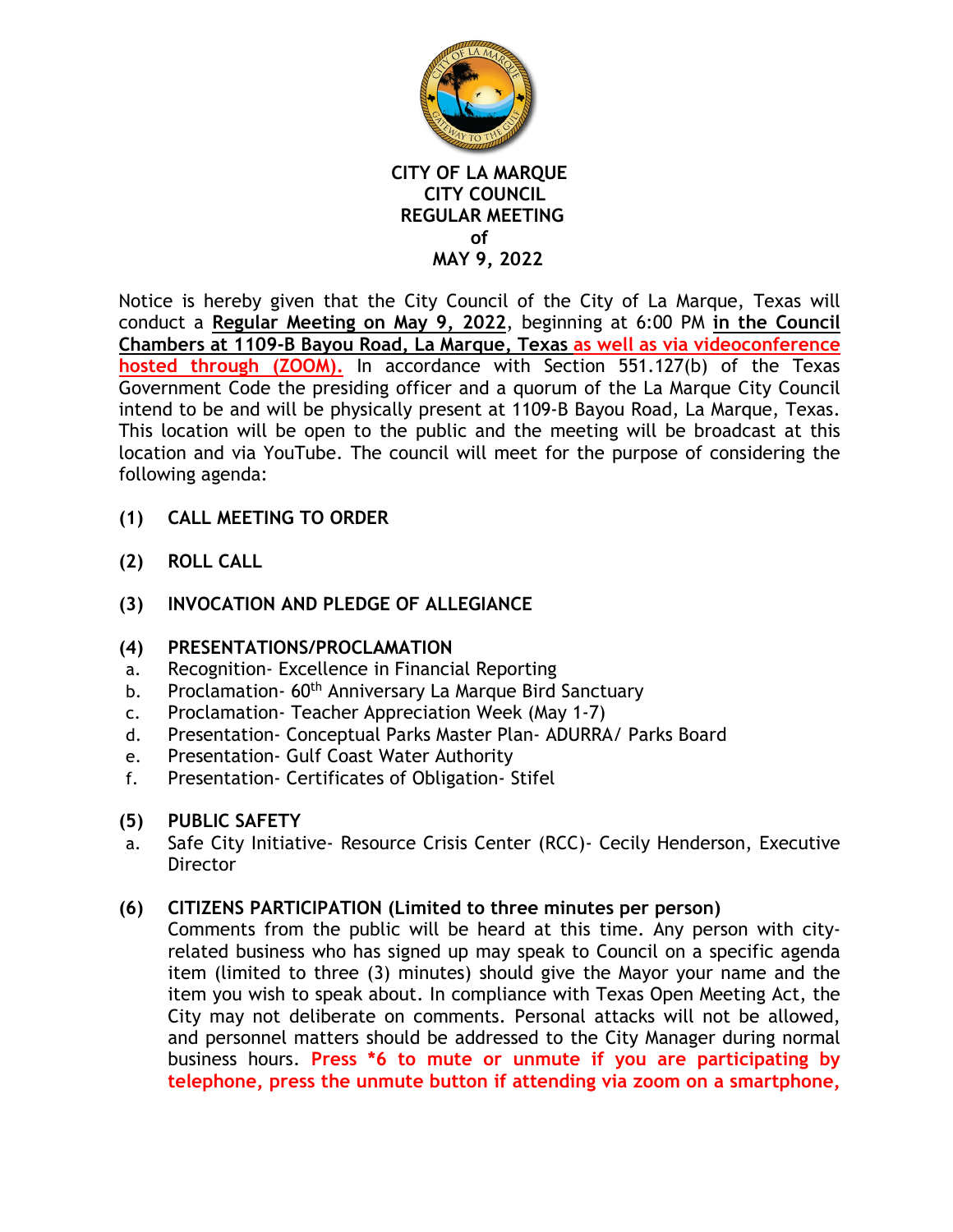**CITY OF LA MARQUE**
**CITY COUNCIL**
**REGULAR MEETING**
**of**
**MAY 9, 2022**

Notice is hereby given that the City Council of the City of La Marque, Texas will conduct a **Regular Meeting on May 9, 2022**, beginning at 6:00 PM **in the Council Chambers at 1109-B Bayou Road, La Marque, Texas** as well as via videoconference hosted through (ZOOM). In accordance with Section 551.127(b) of the Texas Government Code the presiding officer and a quorum of the La Marque City Council intend to be and will be physically present at 1109-B Bayou Road, La Marque, Texas. This location will be open to the public and the meeting will be broadcast at this location and via YouTube. The council will meet for the purpose of considering the following agenda:

**(1) CALL MEETING TO ORDER**

**(2) ROLL CALL**

**(3) INVOCATION AND PLEDGE OF ALLEGIANCE**

**(4) PRESENTATIONS/PROCLAMATION**

a. Recognition- Excellence in Financial Reporting
b. Proclamation- 60th Anniversary La Marque Bird Sanctuary
c. Proclamation- Teacher Appreciation Week (May 1-7)
d. Presentation- Conceptual Parks Master Plan- ADURRA/ Parks Board
e. Presentation- Gulf Coast Water Authority
f. Presentation- Certificates of Obligation- Stifel

**(5) PUBLIC SAFETY**

a. Safe City Initiative- Resource Crisis Center (RCC)- Cecily Henderson, Executive Director

**(6) CITIZENS PARTICIPATION (Limited to three minutes per person)**

Comments from the public will be heard at this time. Any person with city-related business who has signed up may speak to Council on a specific agenda item (limited to three (3) minutes) should give the Mayor your name and the item you wish to speak about. In compliance with Texas Open Meeting Act, the City may not deliberate on comments. Personal attacks will not be allowed, and personnel matters should be addressed to the City Manager during normal business hours. **Press *6 to mute or unmute if you are participating by telephone, press the unmute button if attending via zoom on a smartphone,**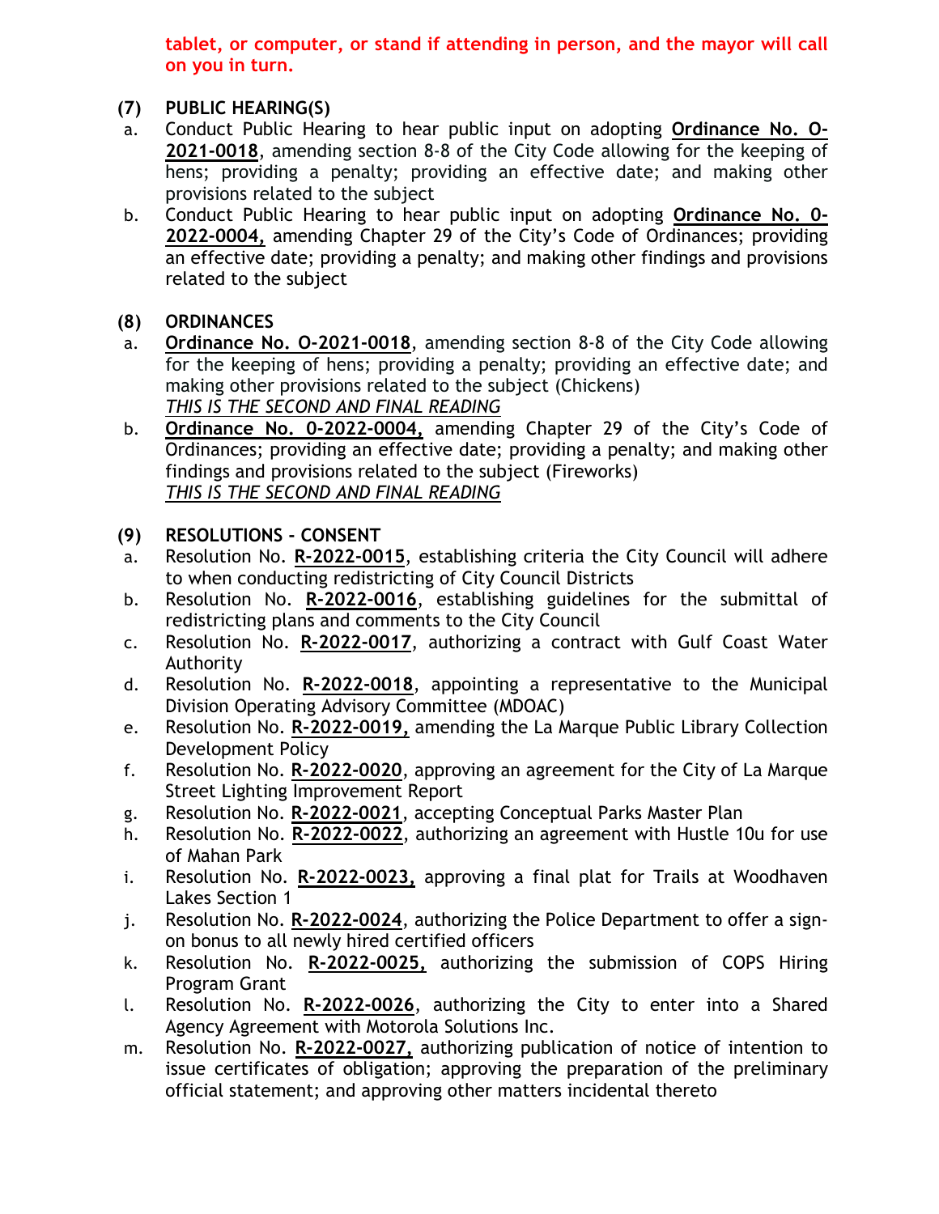**tablet, or computer, or stand if attending in person, and the mayor will call on you in turn.**

**(7) PUBLIC HEARING(S)**

a. Conduct Public Hearing to hear public input on adopting **Ordinance No. O-2021-0018**, amending section 8-8 of the City Code allowing for the keeping of hens; providing a penalty; providing an effective date; and making other provisions related to the subject

b. Conduct Public Hearing to hear public input on adopting **Ordinance No. 0-2022-0004,** amending Chapter 29 of the City's Code of Ordinances; providing an effective date; providing a penalty; and making other findings and provisions related to the subject

**(8) ORDINANCES**

a. **Ordinance No. O-2021-0018**, amending section 8-8 of the City Code allowing for the keeping of hens; providing a penalty; providing an effective date; and making other provisions related to the subject (Chickens)
*THIS IS THE SECOND AND FINAL READING*

b. **Ordinance No. 0-2022-0004,** amending Chapter 29 of the City's Code of Ordinances; providing an effective date; providing a penalty; and making other findings and provisions related to the subject (Fireworks)
*THIS IS THE SECOND AND FINAL READING*

**(9) RESOLUTIONS - CONSENT**

a. Resolution No. **R-2022-0015**, establishing criteria the City Council will adhere to when conducting redistricting of City Council Districts

b. Resolution No. **R-2022-0016**, establishing guidelines for the submittal of redistricting plans and comments to the City Council

c. Resolution No. **R-2022-0017**, authorizing a contract with Gulf Coast Water Authority

d. Resolution No. **R-2022-0018**, appointing a representative to the Municipal Division Operating Advisory Committee (MDOAC)

e. Resolution No. **R-2022-0019,** amending the La Marque Public Library Collection Development Policy

f. Resolution No. **R-2022-0020**, approving an agreement for the City of La Marque Street Lighting Improvement Report

g. Resolution No. **R-2022-0021**, accepting Conceptual Parks Master Plan

h. Resolution No. **R-2022-0022**, authorizing an agreement with Hustle 10u for use of Mahan Park

i. Resolution No. **R-2022-0023,** approving a final plat for Trails at Woodhaven Lakes Section 1

j. Resolution No. **R-2022-0024**, authorizing the Police Department to offer a sign-on bonus to all newly hired certified officers

k. Resolution No. **R-2022-0025,** authorizing the submission of COPS Hiring Program Grant

l. Resolution No. **R-2022-0026**, authorizing the City to enter into a Shared Agency Agreement with Motorola Solutions Inc.

m. Resolution No. **R-2022-0027,** authorizing publication of notice of intention to issue certificates of obligation; approving the preparation of the preliminary official statement; and approving other matters incidental thereto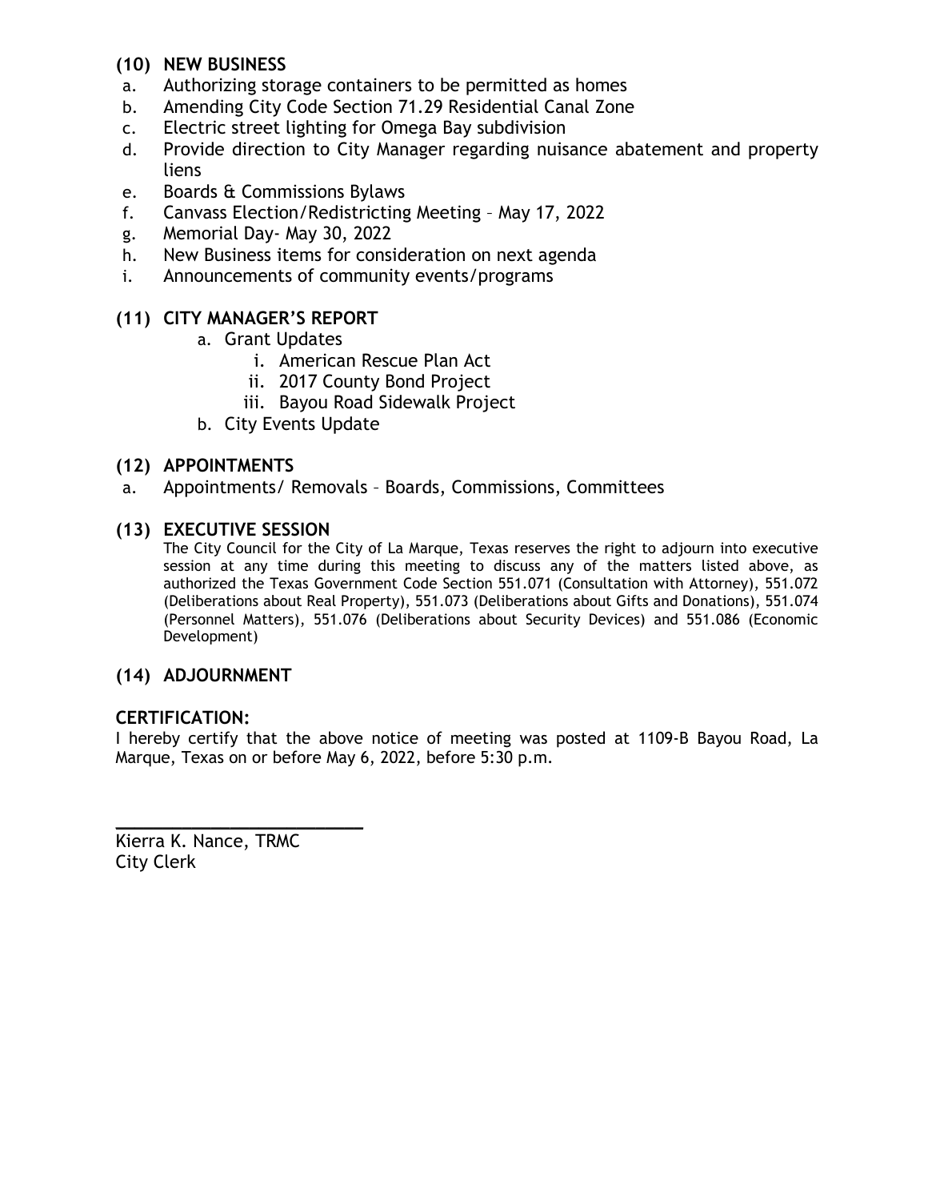## (10) NEW BUSINESS

a. Authorizing storage containers to be permitted as homes
b. Amending City Code Section 71.29 Residential Canal Zone
c. Electric street lighting for Omega Bay subdivision
d. Provide direction to City Manager regarding nuisance abatement and property liens
e. Boards & Commissions Bylaws
f. Canvass Election/Redistricting Meeting – May 17, 2022
g. Memorial Day- May 30, 2022
h. New Business items for consideration on next agenda
i. Announcements of community events/programs

## (11) CITY MANAGER'S REPORT

a. Grant Updates
   i. American Rescue Plan Act
   ii. 2017 County Bond Project
   iii. Bayou Road Sidewalk Project
b. City Events Update

## (12) APPOINTMENTS

a. Appointments/ Removals – Boards, Commissions, Committees

## (13) EXECUTIVE SESSION

The City Council for the City of La Marque, Texas reserves the right to adjourn into executive session at any time during this meeting to discuss any of the matters listed above, as authorized the Texas Government Code Section 551.071 (Consultation with Attorney), 551.072 (Deliberations about Real Property), 551.073 (Deliberations about Gifts and Donations), 551.074 (Personnel Matters), 551.076 (Deliberations about Security Devices) and 551.086 (Economic Development)

## (14) ADJOURNMENT

**CERTIFICATION:**

I hereby certify that the above notice of meeting was posted at 1109-B Bayou Road, La Marque, Texas on or before May 6, 2022, before 5:30 p.m.

\_\_\_\_\_\_\_\_\_\_\_\_\_\_\_\_\_\_\_\_\_\_\_\_\_\_

Kierra K. Nance, TRMC
City Clerk